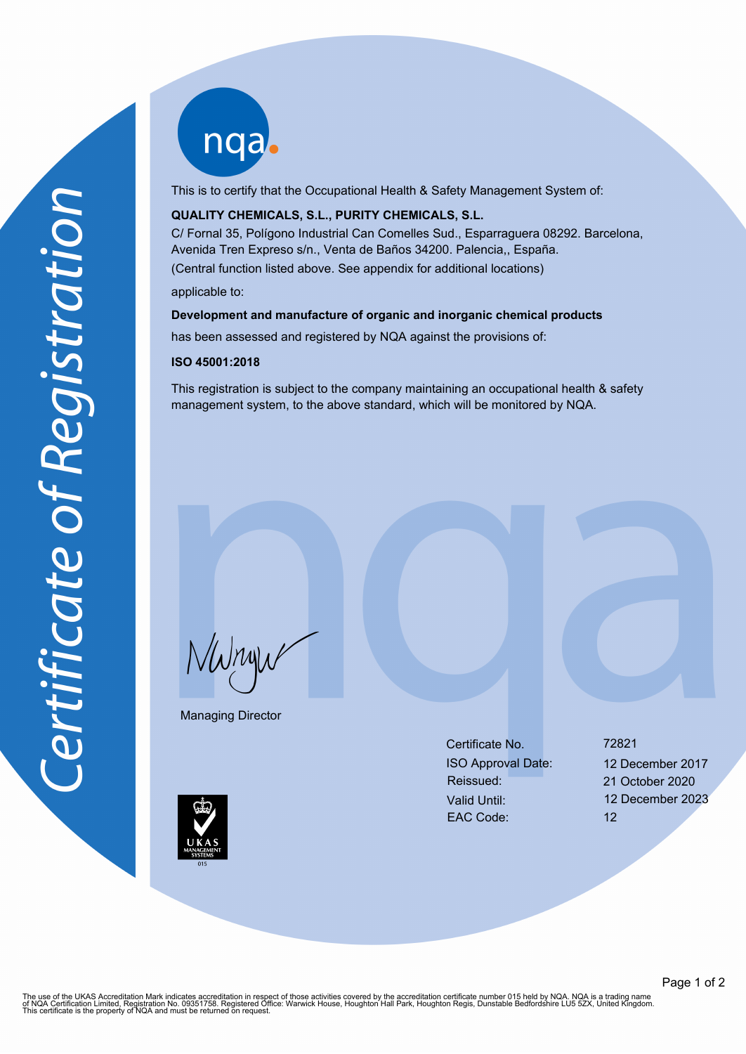# Certificate of Registration

nqa

This is to certify that the Occupational Health & Safety Management System of:

**QUALITY CHEMICALS, S.L., PURITY CHEMICALS, S.L.**

C/ Fornal 35, Polígono Industrial Can Comelles Sud., Esparraguera 08292. Barcelona,
Avenida Tren Expreso s/n., Venta de Baños 34200. Palencia,, España.

(Central function listed above. See appendix for additional locations)

applicable to:

**Development and manufacture of organic and inorganic chemical products**

has been assessed and registered by NQA against the provisions of:

**ISO 45001:2018**

This registration is subject to the company maintaining an occupational health & safety management system, to the above standard, which will be monitored by NQA.

Managing Director

| | |
|---|---|
| Certificate No. | 72821 |
| ISO Approval Date: | 12 December 2017 |
| Reissued: | 21 October 2020 |
| Valid Until: | 12 December 2023 |
| EAC Code: | 12 |

UKAS MANAGEMENT SYSTEMS 015

The use of the UKAS Accreditation Mark indicates accreditation in respect of those activities covered by the accreditation certificate number 015 held by NQA. NQA is a trading name of NQA Certification Limited, Registration No. 09351758. Registered Office: Warwick House, Houghton Hall Park, Houghton Regis, Dunstable Bedfordshire LU5 5ZX, United Kingdom.
This certificate is the property of NQA and must be returned on request.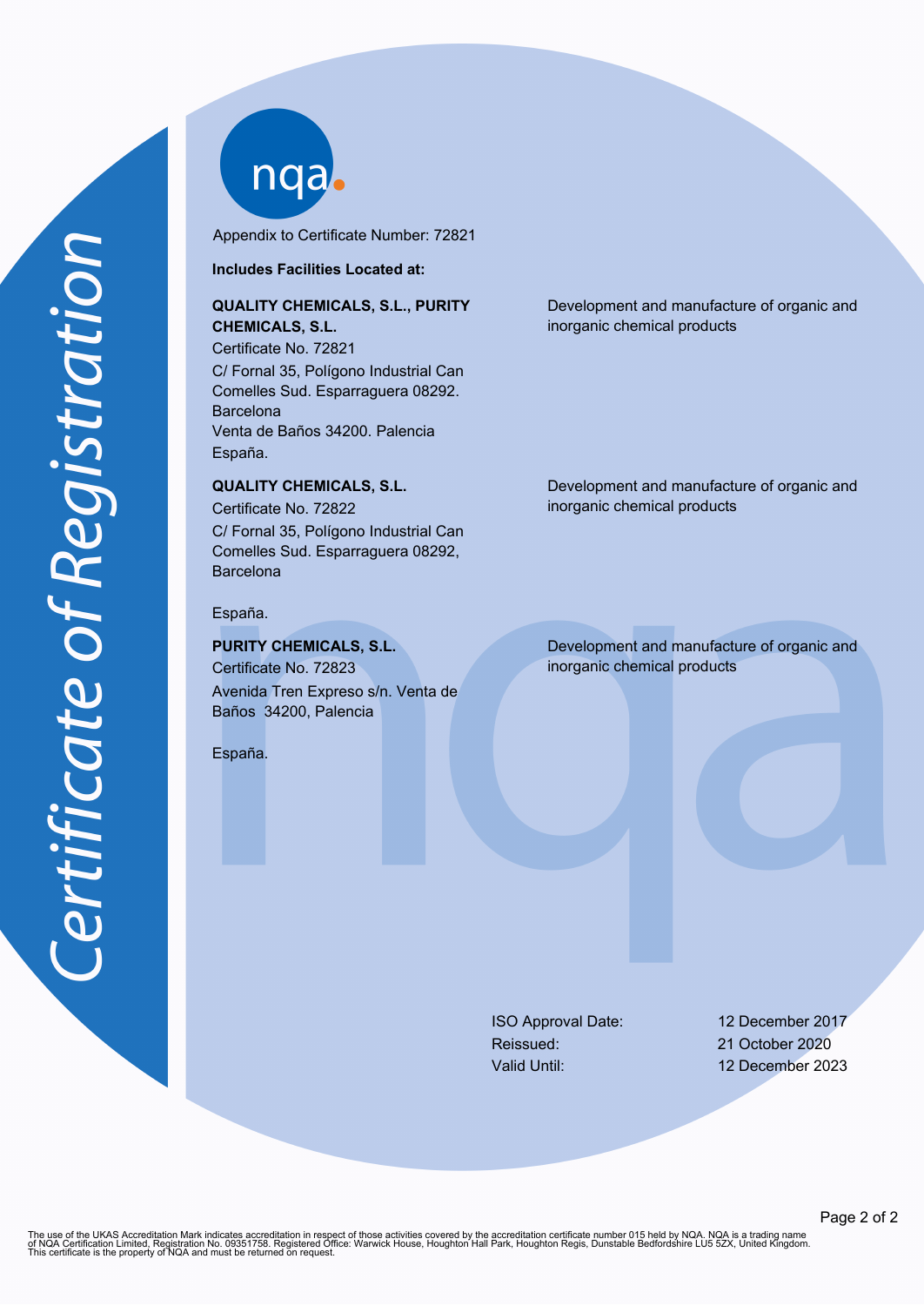Certificate of Registration

nqa

Appendix to Certificate Number: 72821

**Includes Facilities Located at:**

| | |
|---|---|
| **QUALITY CHEMICALS, S.L., PURITY CHEMICALS, S.L.**<br>Certificate No. 72821<br>C/ Fornal 35, Polígono Industrial Can Comelles Sud. Esparraguera 08292. Barcelona<br>Venta de Baños 34200. Palencia<br>España. | Development and manufacture of organic and inorganic chemical products |
| **QUALITY CHEMICALS, S.L.**<br>Certificate No. 72822<br>C/ Fornal 35, Polígono Industrial Can Comelles Sud. Esparraguera 08292, Barcelona<br><br>España. | Development and manufacture of organic and inorganic chemical products |
| **PURITY CHEMICALS, S.L.**<br>Certificate No. 72823<br>Avenida Tren Expreso s/n. Venta de Baños 34200, Palencia<br><br>España. | Development and manufacture of organic and inorganic chemical products |

| | |
|---|---|
| ISO Approval Date: | 12 December 2017 |
| Reissued: | 21 October 2020 |
| Valid Until: | 12 December 2023 |

The use of the UKAS Accreditation Mark indicates accreditation in respect of those activities covered by the accreditation certificate number 015 held by NQA. NQA is a trading name of NQA Certification Limited, Registration No. 09351758. Registered Office: Warwick House, Houghton Hall Park, Houghton Regis, Dunstable Bedfordshire LU5 5ZX, United Kingdom.
This certificate is the property of NQA and must be returned on request.